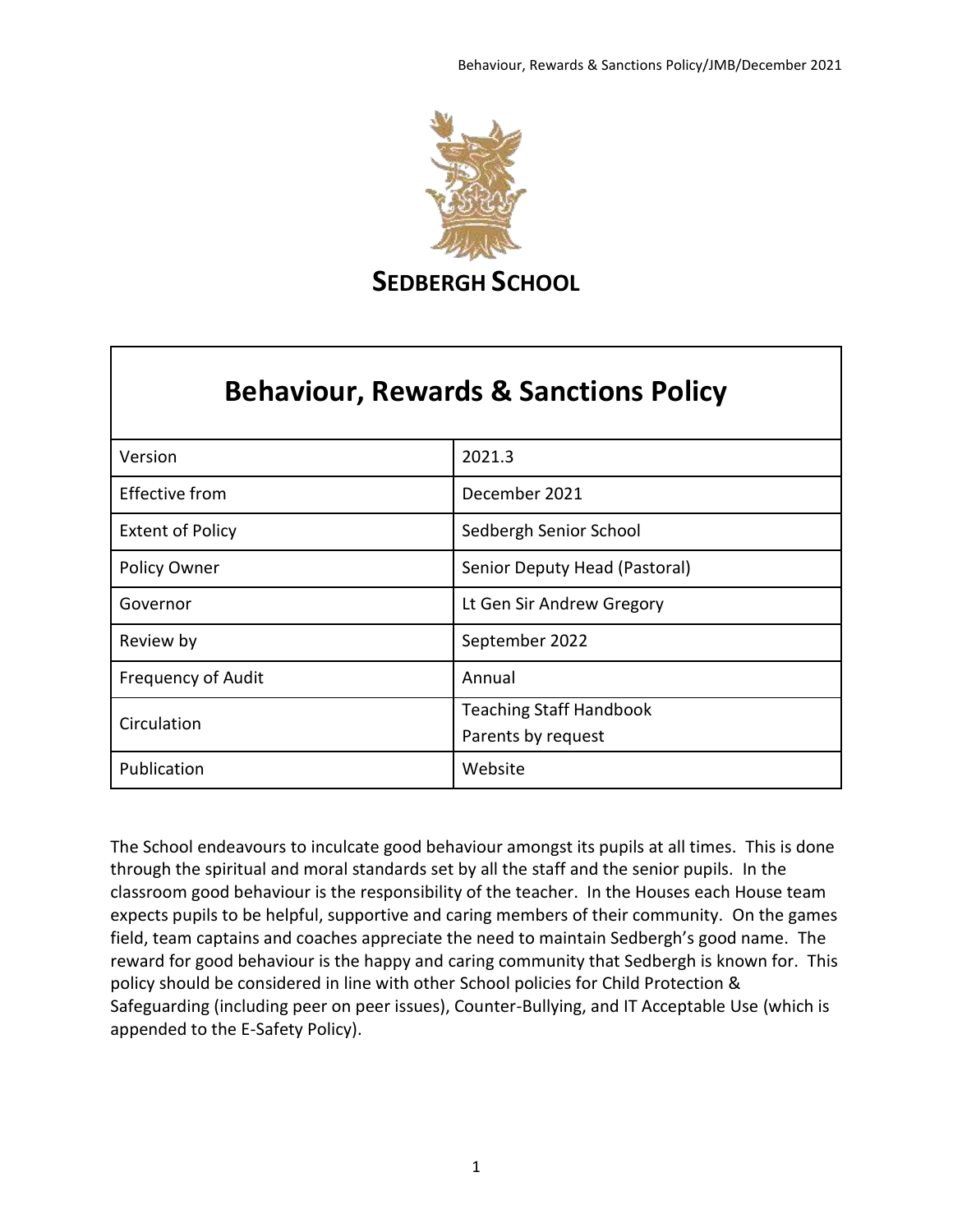**SEDBERGH SCHOOL**

# Behaviour, Rewards & Sanctions Policy

| | |
|---|---|
| Version | 2021.3 |
| Effective from | December 2021 |
| Extent of Policy | Sedbergh Senior School |
| Policy Owner | Senior Deputy Head (Pastoral) |
| Governor | Lt Gen Sir Andrew Gregory |
| Review by | September 2022 |
| Frequency of Audit | Annual |
| Circulation | Teaching Staff Handbook<br>Parents by request |
| Publication | Website |

The School endeavours to inculcate good behaviour amongst its pupils at all times. This is done through the spiritual and moral standards set by all the staff and the senior pupils. In the classroom good behaviour is the responsibility of the teacher. In the Houses each House team expects pupils to be helpful, supportive and caring members of their community. On the games field, team captains and coaches appreciate the need to maintain Sedbergh's good name. The reward for good behaviour is the happy and caring community that Sedbergh is known for. This policy should be considered in line with other School policies for Child Protection & Safeguarding (including peer on peer issues), Counter-Bullying, and IT Acceptable Use (which is appended to the E-Safety Policy).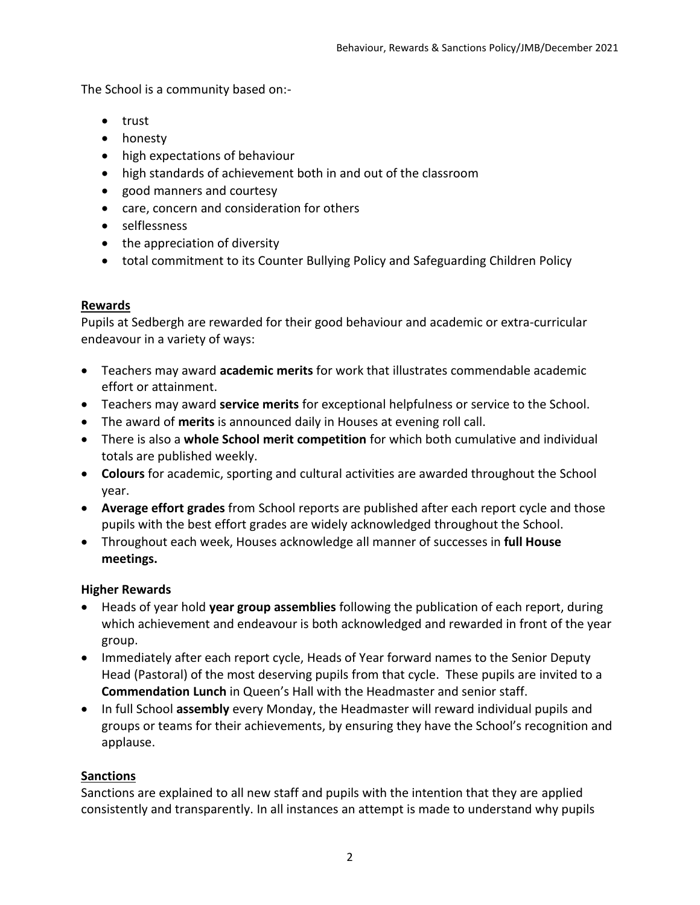The School is a community based on:-

- trust
- honesty
- high expectations of behaviour
- high standards of achievement both in and out of the classroom
- good manners and courtesy
- care, concern and consideration for others
- selflessness
- the appreciation of diversity
- total commitment to its Counter Bullying Policy and Safeguarding Children Policy

## Rewards

Pupils at Sedbergh are rewarded for their good behaviour and academic or extra-curricular endeavour in a variety of ways:

- Teachers may award **academic merits** for work that illustrates commendable academic effort or attainment.
- Teachers may award **service merits** for exceptional helpfulness or service to the School.
- The award of **merits** is announced daily in Houses at evening roll call.
- There is also a **whole School merit competition** for which both cumulative and individual totals are published weekly.
- **Colours** for academic, sporting and cultural activities are awarded throughout the School year.
- **Average effort grades** from School reports are published after each report cycle and those pupils with the best effort grades are widely acknowledged throughout the School.
- Throughout each week, Houses acknowledge all manner of successes in **full House meetings.**

### Higher Rewards

- Heads of year hold **year group assemblies** following the publication of each report, during which achievement and endeavour is both acknowledged and rewarded in front of the year group.
- Immediately after each report cycle, Heads of Year forward names to the Senior Deputy Head (Pastoral) of the most deserving pupils from that cycle. These pupils are invited to a **Commendation Lunch** in Queen's Hall with the Headmaster and senior staff.
- In full School **assembly** every Monday, the Headmaster will reward individual pupils and groups or teams for their achievements, by ensuring they have the School's recognition and applause.

## Sanctions

Sanctions are explained to all new staff and pupils with the intention that they are applied consistently and transparently. In all instances an attempt is made to understand why pupils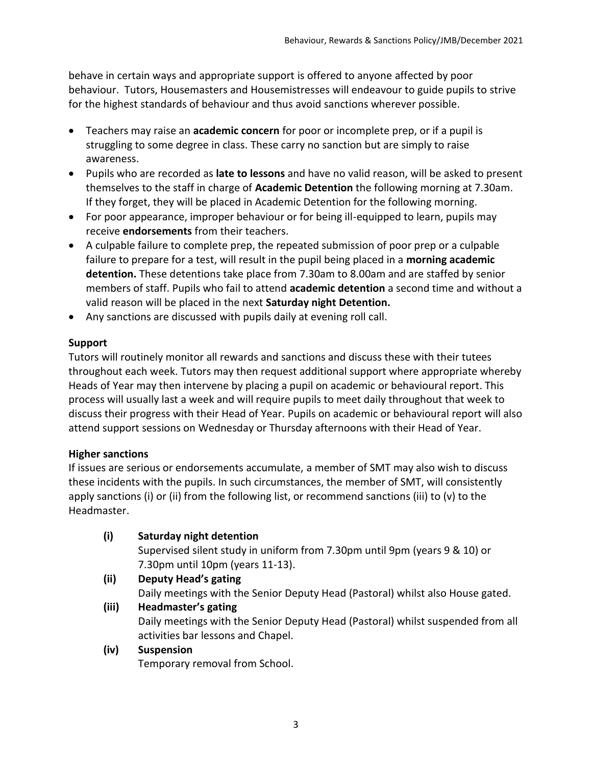behave in certain ways and appropriate support is offered to anyone affected by poor behaviour. Tutors, Housemasters and Housemistresses will endeavour to guide pupils to strive for the highest standards of behaviour and thus avoid sanctions wherever possible.

- Teachers may raise an **academic concern** for poor or incomplete prep, or if a pupil is struggling to some degree in class. These carry no sanction but are simply to raise awareness.
- Pupils who are recorded as **late to lessons** and have no valid reason, will be asked to present themselves to the staff in charge of **Academic Detention** the following morning at 7.30am. If they forget, they will be placed in Academic Detention for the following morning.
- For poor appearance, improper behaviour or for being ill-equipped to learn, pupils may receive **endorsements** from their teachers.
- A culpable failure to complete prep, the repeated submission of poor prep or a culpable failure to prepare for a test, will result in the pupil being placed in a **morning academic detention.** These detentions take place from 7.30am to 8.00am and are staffed by senior members of staff. Pupils who fail to attend **academic detention** a second time and without a valid reason will be placed in the next **Saturday night Detention.**
- Any sanctions are discussed with pupils daily at evening roll call.

**Support**

Tutors will routinely monitor all rewards and sanctions and discuss these with their tutees throughout each week. Tutors may then request additional support where appropriate whereby Heads of Year may then intervene by placing a pupil on academic or behavioural report. This process will usually last a week and will require pupils to meet daily throughout that week to discuss their progress with their Head of Year. Pupils on academic or behavioural report will also attend support sessions on Wednesday or Thursday afternoons with their Head of Year.

**Higher sanctions**

If issues are serious or endorsements accumulate, a member of SMT may also wish to discuss these incidents with the pupils. In such circumstances, the member of SMT, will consistently apply sanctions (i) or (ii) from the following list, or recommend sanctions (iii) to (v) to the Headmaster.

**(i) Saturday night detention**
Supervised silent study in uniform from 7.30pm until 9pm (years 9 & 10) or 7.30pm until 10pm (years 11-13).

**(ii) Deputy Head's gating**
Daily meetings with the Senior Deputy Head (Pastoral) whilst also House gated.

**(iii) Headmaster's gating**
Daily meetings with the Senior Deputy Head (Pastoral) whilst suspended from all activities bar lessons and Chapel.

**(iv) Suspension**
Temporary removal from School.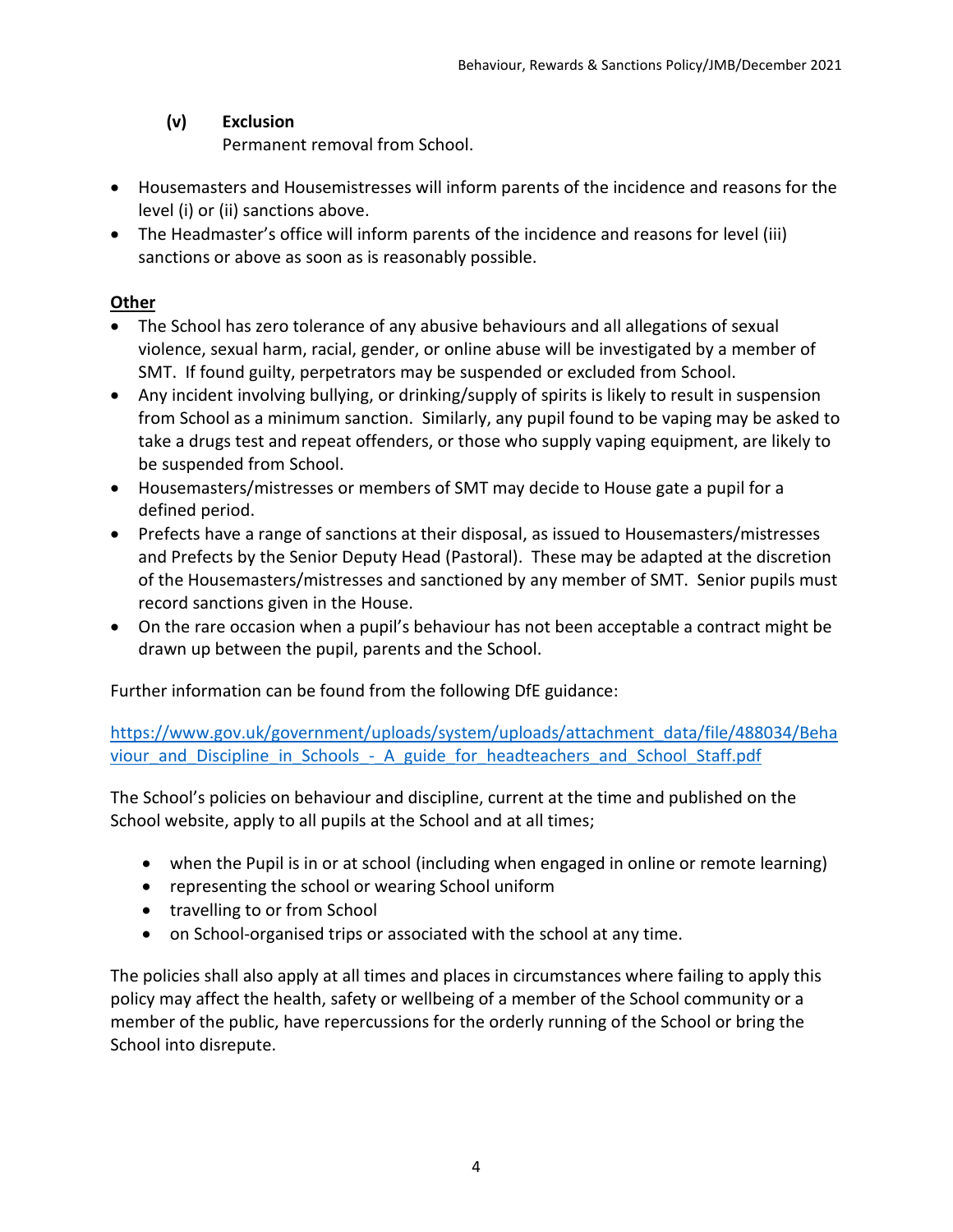**(v) Exclusion**

Permanent removal from School.

- Housemasters and Housemistresses will inform parents of the incidence and reasons for the level (i) or (ii) sanctions above.
- The Headmaster's office will inform parents of the incidence and reasons for level (iii) sanctions or above as soon as is reasonably possible.

**Other**

- The School has zero tolerance of any abusive behaviours and all allegations of sexual violence, sexual harm, racial, gender, or online abuse will be investigated by a member of SMT. If found guilty, perpetrators may be suspended or excluded from School.
- Any incident involving bullying, or drinking/supply of spirits is likely to result in suspension from School as a minimum sanction. Similarly, any pupil found to be vaping may be asked to take a drugs test and repeat offenders, or those who supply vaping equipment, are likely to be suspended from School.
- Housemasters/mistresses or members of SMT may decide to House gate a pupil for a defined period.
- Prefects have a range of sanctions at their disposal, as issued to Housemasters/mistresses and Prefects by the Senior Deputy Head (Pastoral). These may be adapted at the discretion of the Housemasters/mistresses and sanctioned by any member of SMT. Senior pupils must record sanctions given in the House.
- On the rare occasion when a pupil's behaviour has not been acceptable a contract might be drawn up between the pupil, parents and the School.

Further information can be found from the following DfE guidance:

[https://www.gov.uk/government/uploads/system/uploads/attachment_data/file/488034/Behaviour_and_Discipline_in_Schools_-_A_guide_for_headteachers_and_School_Staff.pdf](https://www.gov.uk/government/uploads/system/uploads/attachment_data/file/488034/Behaviour_and_Discipline_in_Schools_-_A_guide_for_headteachers_and_School_Staff.pdf)

The School's policies on behaviour and discipline, current at the time and published on the School website, apply to all pupils at the School and at all times;

- when the Pupil is in or at school (including when engaged in online or remote learning)
- representing the school or wearing School uniform
- travelling to or from School
- on School-organised trips or associated with the school at any time.

The policies shall also apply at all times and places in circumstances where failing to apply this policy may affect the health, safety or wellbeing of a member of the School community or a member of the public, have repercussions for the orderly running of the School or bring the School into disrepute.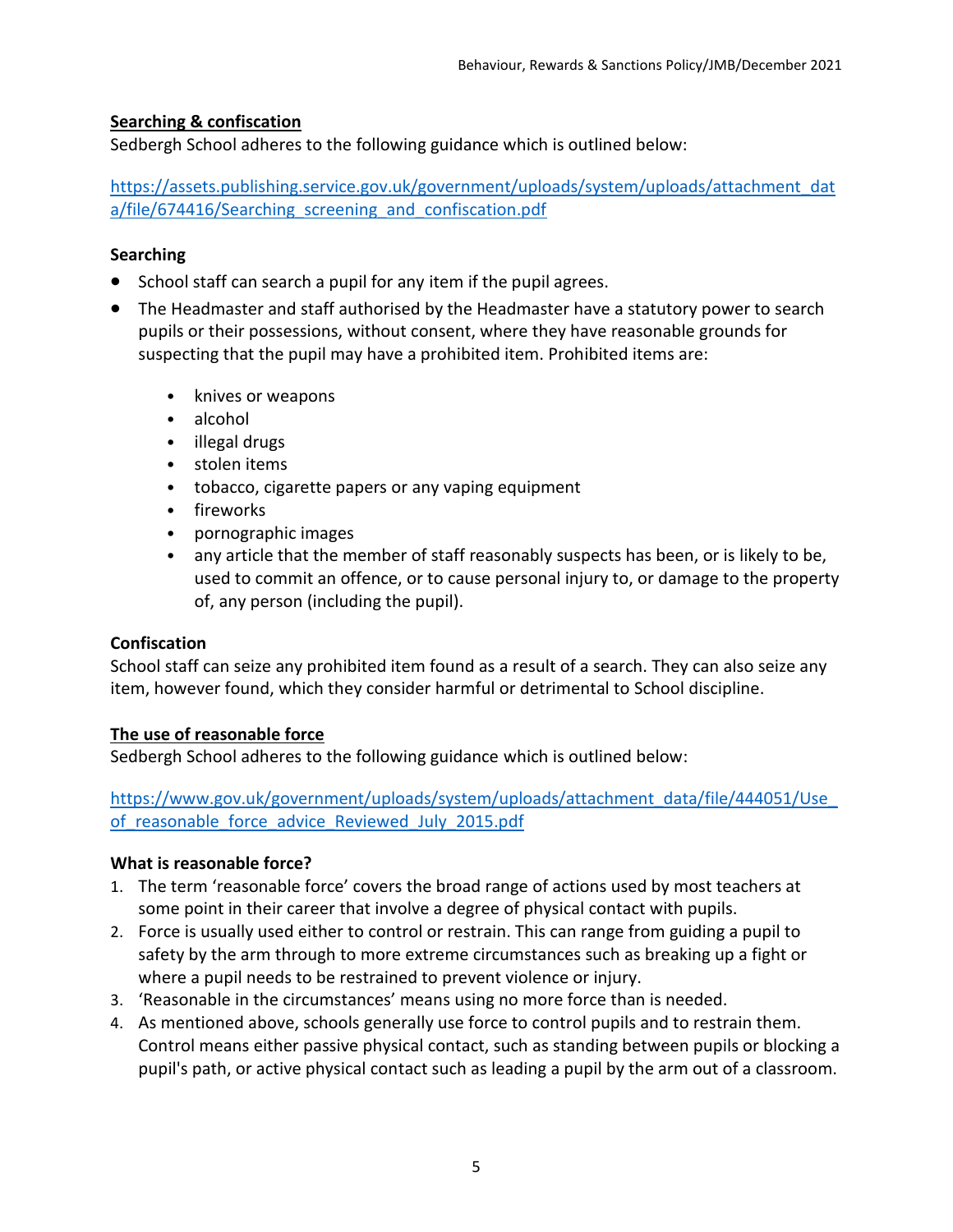## Searching & confiscation

Sedbergh School adheres to the following guidance which is outlined below:

https://assets.publishing.service.gov.uk/government/uploads/system/uploads/attachment_data/file/674416/Searching_screening_and_confiscation.pdf

### Searching

- School staff can search a pupil for any item if the pupil agrees.
- The Headmaster and staff authorised by the Headmaster have a statutory power to search pupils or their possessions, without consent, where they have reasonable grounds for suspecting that the pupil may have a prohibited item. Prohibited items are:
  - knives or weapons
  - alcohol
  - illegal drugs
  - stolen items
  - tobacco, cigarette papers or any vaping equipment
  - fireworks
  - pornographic images
  - any article that the member of staff reasonably suspects has been, or is likely to be, used to commit an offence, or to cause personal injury to, or damage to the property of, any person (including the pupil).

### Confiscation

School staff can seize any prohibited item found as a result of a search. They can also seize any item, however found, which they consider harmful or detrimental to School discipline.

## The use of reasonable force

Sedbergh School adheres to the following guidance which is outlined below:

https://www.gov.uk/government/uploads/system/uploads/attachment_data/file/444051/Use_of_reasonable_force_advice_Reviewed_July_2015.pdf

### What is reasonable force?

1. The term 'reasonable force' covers the broad range of actions used by most teachers at some point in their career that involve a degree of physical contact with pupils.
2. Force is usually used either to control or restrain. This can range from guiding a pupil to safety by the arm through to more extreme circumstances such as breaking up a fight or where a pupil needs to be restrained to prevent violence or injury.
3. 'Reasonable in the circumstances' means using no more force than is needed.
4. As mentioned above, schools generally use force to control pupils and to restrain them. Control means either passive physical contact, such as standing between pupils or blocking a pupil's path, or active physical contact such as leading a pupil by the arm out of a classroom.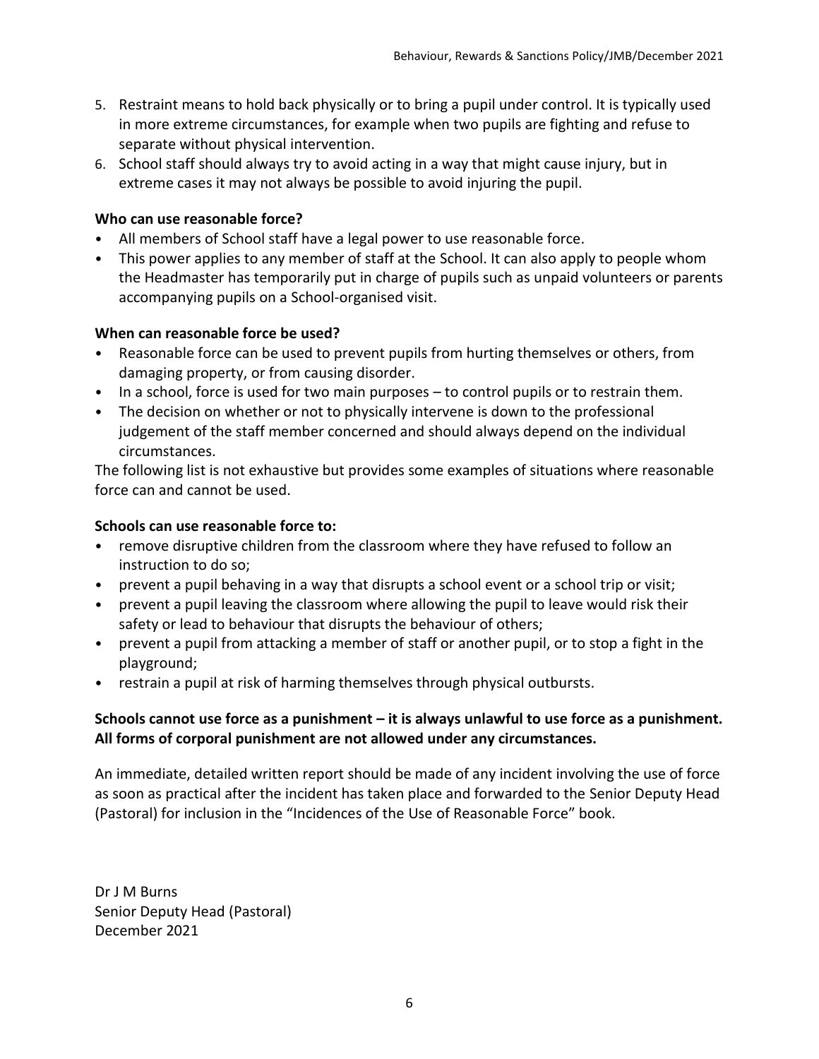5. Restraint means to hold back physically or to bring a pupil under control. It is typically used in more extreme circumstances, for example when two pupils are fighting and refuse to separate without physical intervention.
6. School staff should always try to avoid acting in a way that might cause injury, but in extreme cases it may not always be possible to avoid injuring the pupil.

**Who can use reasonable force?**

- All members of School staff have a legal power to use reasonable force.
- This power applies to any member of staff at the School. It can also apply to people whom the Headmaster has temporarily put in charge of pupils such as unpaid volunteers or parents accompanying pupils on a School-organised visit.

**When can reasonable force be used?**

- Reasonable force can be used to prevent pupils from hurting themselves or others, from damaging property, or from causing disorder.
- In a school, force is used for two main purposes – to control pupils or to restrain them.
- The decision on whether or not to physically intervene is down to the professional judgement of the staff member concerned and should always depend on the individual circumstances.

The following list is not exhaustive but provides some examples of situations where reasonable force can and cannot be used.

**Schools can use reasonable force to:**

- remove disruptive children from the classroom where they have refused to follow an instruction to do so;
- prevent a pupil behaving in a way that disrupts a school event or a school trip or visit;
- prevent a pupil leaving the classroom where allowing the pupil to leave would risk their safety or lead to behaviour that disrupts the behaviour of others;
- prevent a pupil from attacking a member of staff or another pupil, or to stop a fight in the playground;
- restrain a pupil at risk of harming themselves through physical outbursts.

**Schools cannot use force as a punishment – it is always unlawful to use force as a punishment. All forms of corporal punishment are not allowed under any circumstances.**

An immediate, detailed written report should be made of any incident involving the use of force as soon as practical after the incident has taken place and forwarded to the Senior Deputy Head (Pastoral) for inclusion in the "Incidences of the Use of Reasonable Force" book.

Dr J M Burns
Senior Deputy Head (Pastoral)
December 2021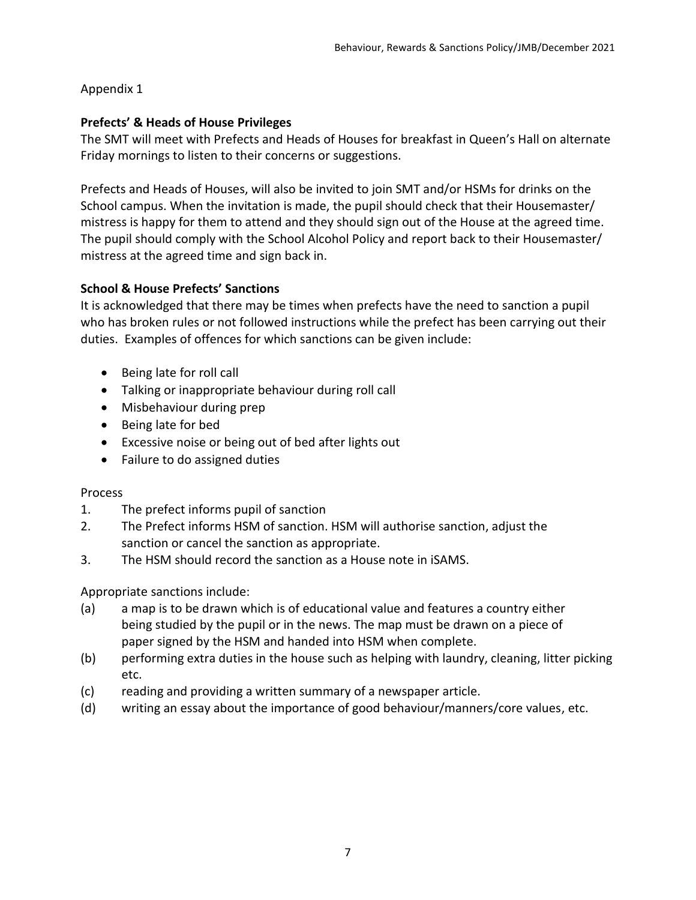Appendix 1

**Prefects' & Heads of House Privileges**

The SMT will meet with Prefects and Heads of Houses for breakfast in Queen's Hall on alternate Friday mornings to listen to their concerns or suggestions.

Prefects and Heads of Houses, will also be invited to join SMT and/or HSMs for drinks on the School campus. When the invitation is made, the pupil should check that their Housemaster/ mistress is happy for them to attend and they should sign out of the House at the agreed time. The pupil should comply with the School Alcohol Policy and report back to their Housemaster/ mistress at the agreed time and sign back in.

**School & House Prefects' Sanctions**

It is acknowledged that there may be times when prefects have the need to sanction a pupil who has broken rules or not followed instructions while the prefect has been carrying out their duties. Examples of offences for which sanctions can be given include:

- Being late for roll call
- Talking or inappropriate behaviour during roll call
- Misbehaviour during prep
- Being late for bed
- Excessive noise or being out of bed after lights out
- Failure to do assigned duties

Process

1. The prefect informs pupil of sanction
2. The Prefect informs HSM of sanction. HSM will authorise sanction, adjust the sanction or cancel the sanction as appropriate.
3. The HSM should record the sanction as a House note in iSAMS.

Appropriate sanctions include:

(a) a map is to be drawn which is of educational value and features a country either being studied by the pupil or in the news. The map must be drawn on a piece of paper signed by the HSM and handed into HSM when complete.

(b) performing extra duties in the house such as helping with laundry, cleaning, litter picking etc.

(c) reading and providing a written summary of a newspaper article.

(d) writing an essay about the importance of good behaviour/manners/core values, etc.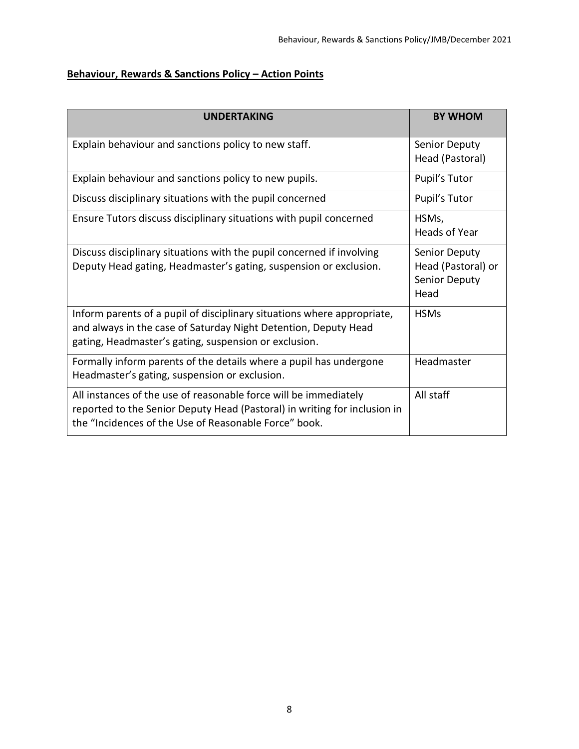**Behaviour, Rewards & Sanctions Policy – Action Points**

| UNDERTAKING | BY WHOM |
| --- | --- |
| Explain behaviour and sanctions policy to new staff. | Senior Deputy Head (Pastoral) |
| Explain behaviour and sanctions policy to new pupils. | Pupil's Tutor |
| Discuss disciplinary situations with the pupil concerned | Pupil's Tutor |
| Ensure Tutors discuss disciplinary situations with pupil concerned | HSMs, Heads of Year |
| Discuss disciplinary situations with the pupil concerned if involving Deputy Head gating, Headmaster's gating, suspension or exclusion. | Senior Deputy Head (Pastoral) or Senior Deputy Head |
| Inform parents of a pupil of disciplinary situations where appropriate, and always in the case of Saturday Night Detention, Deputy Head gating, Headmaster's gating, suspension or exclusion. | HSMs |
| Formally inform parents of the details where a pupil has undergone Headmaster's gating, suspension or exclusion. | Headmaster |
| All instances of the use of reasonable force will be immediately reported to the Senior Deputy Head (Pastoral) in writing for inclusion in the "Incidences of the Use of Reasonable Force" book. | All staff |